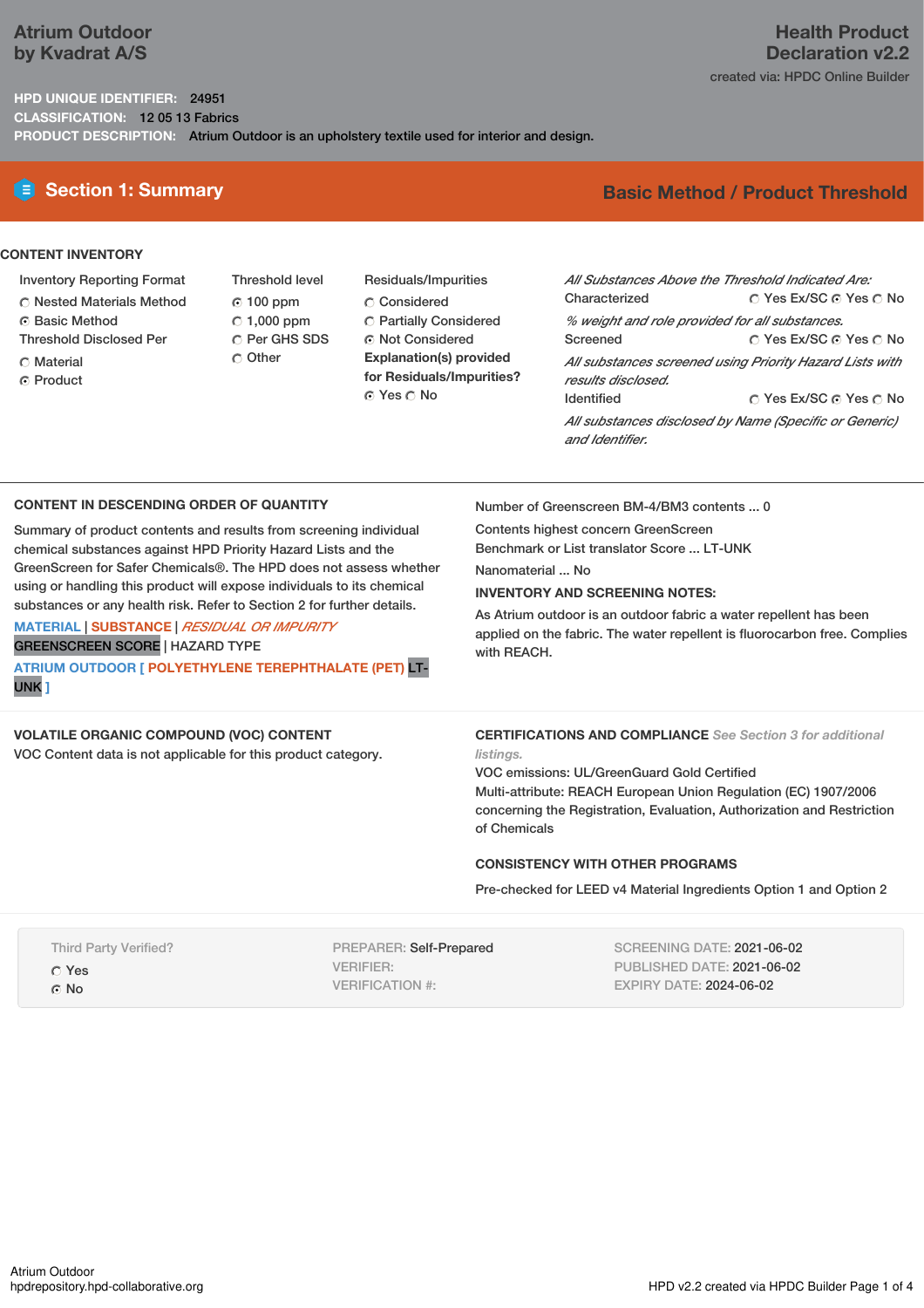# Atrium Outdoor by Kvadrat A/S

## Health Product Declaration v2.2

created via: HPDC Online Builder

**HPD UNIQUE IDENTIFIER:** 24951
**CLASSIFICATION:** 12 05 13 Fabrics
**PRODUCT DESCRIPTION:** Atrium Outdoor is an upholstery textile used for interior and design.

## Section 1: Summary

**Basic Method / Product Threshold**

### CONTENT INVENTORY

**Inventory Reporting Format**
- ○ Nested Materials Method
- ◉ Basic Method

**Threshold Disclosed Per**
- ○ Material
- ◉ Product

**Threshold level**
- ◉ 100 ppm
- ○ 1,000 ppm
- ○ Per GHS SDS
- ○ Other

**Residuals/Impurities**
- ○ Considered
- ○ Partially Considered
- ◉ Not Considered

**Explanation(s) provided for Residuals/Impurities?**
◉ Yes ○ No

*All Substances Above the Threshold Indicated Are:*

Characterized ○ Yes Ex/SC ◉ Yes ○ No
*% weight and role provided for all substances.*

Screened ○ Yes Ex/SC ◉ Yes ○ No
*All substances screened using Priority Hazard Lists with results disclosed.*

Identified ○ Yes Ex/SC ◉ Yes ○ No
*All substances disclosed by Name (Specific or Generic) and Identifier.*

### CONTENT IN DESCENDING ORDER OF QUANTITY

Summary of product contents and results from screening individual chemical substances against HPD Priority Hazard Lists and the GreenScreen for Safer Chemicals®. The HPD does not assess whether using or handling this product will expose individuals to its chemical substances or any health risk. Refer to Section 2 for further details.

MATERIAL | SUBSTANCE | *RESIDUAL OR IMPURITY*
GREENSCREEN SCORE | HAZARD TYPE

**ATRIUM OUTDOOR [ POLYETHYLENE TEREPHTHALATE (PET)** LT-UNK **]**

Number of Greenscreen BM-4/BM3 contents ... 0

Contents highest concern GreenScreen Benchmark or List translator Score ... LT-UNK

Nanomaterial ... No

### INVENTORY AND SCREENING NOTES:

As Atrium outdoor is an outdoor fabric a water repellent has been applied on the fabric. The water repellent is fluorocarbon free. Complies with REACH.

### VOLATILE ORGANIC COMPOUND (VOC) CONTENT

VOC Content data is not applicable for this product category.

### CERTIFICATIONS AND COMPLIANCE *See Section 3 for additional listings.*

VOC emissions: UL/GreenGuard Gold Certified

Multi-attribute: REACH European Union Regulation (EC) 1907/2006 concerning the Registration, Evaluation, Authorization and Restriction of Chemicals

### CONSISTENCY WITH OTHER PROGRAMS

Pre-checked for LEED v4 Material Ingredients Option 1 and Option 2

Third Party Verified?
- ○ Yes
- ◉ No

PREPARER: Self-Prepared
VERIFIER:
VERIFICATION #:

SCREENING DATE: 2021-06-02
PUBLISHED DATE: 2021-06-02
EXPIRY DATE: 2024-06-02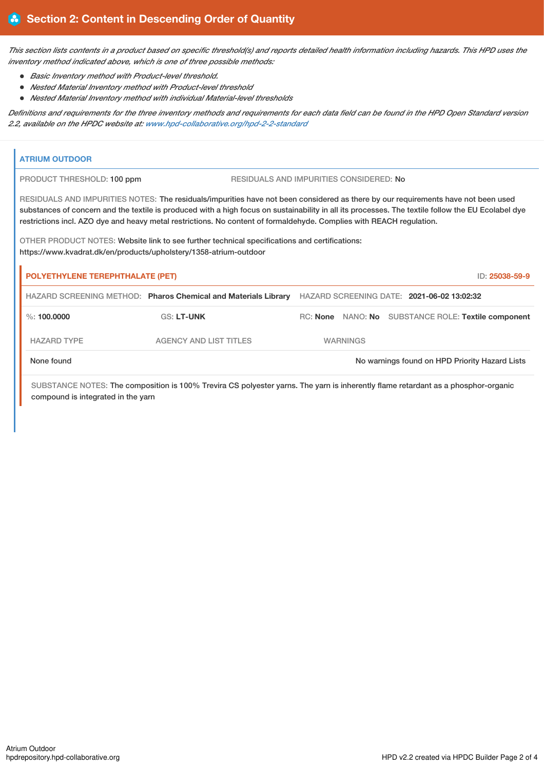## Section 2: Content in Descending Order of Quantity

*This section lists contents in a product based on specific threshold(s) and reports detailed health information including hazards. This HPD uses the inventory method indicated above, which is one of three possible methods:*

- *Basic Inventory method with Product-level threshold.*
- *Nested Material Inventory method with Product-level threshold*
- *Nested Material Inventory method with individual Material-level thresholds*

*Definitions and requirements for the three inventory methods and requirements for each data field can be found in the HPD Open Standard version 2.2, available on the HPDC website at: www.hpd-collaborative.org/hpd-2-2-standard*

### ATRIUM OUTDOOR

PRODUCT THRESHOLD: 100 ppm

RESIDUALS AND IMPURITIES CONSIDERED: No

RESIDUALS AND IMPURITIES NOTES: The residuals/impurities have not been considered as there by our requirements have not been used substances of concern and the textile is produced with a high focus on sustainability in all its processes. The textile follow the EU Ecolabel dye restrictions incl. AZO dye and heavy metal restrictions. No content of formaldehyde. Complies with REACH regulation.

OTHER PRODUCT NOTES: Website link to see further technical specifications and certifications: https://www.kvadrat.dk/en/products/upholstery/1358-atrium-outdoor

#### POLYETHYLENE TEREPHTHALATE (PET)

ID: 25038-59-9

HAZARD SCREENING METHOD: **Pharos Chemical and Materials Library**

HAZARD SCREENING DATE: **2021-06-02 13:02:32**

%: **100.0000** | GS: **LT-UNK** | RC: **None** | NANO: **No** | SUBSTANCE ROLE: **Textile component**

| HAZARD TYPE | AGENCY AND LIST TITLES | WARNINGS |
|---|---|---|
| None found | | No warnings found on HPD Priority Hazard Lists |

SUBSTANCE NOTES: The composition is 100% Trevira CS polyester yarns. The yarn is inherently flame retardant as a phosphor-organic compound is integrated in the yarn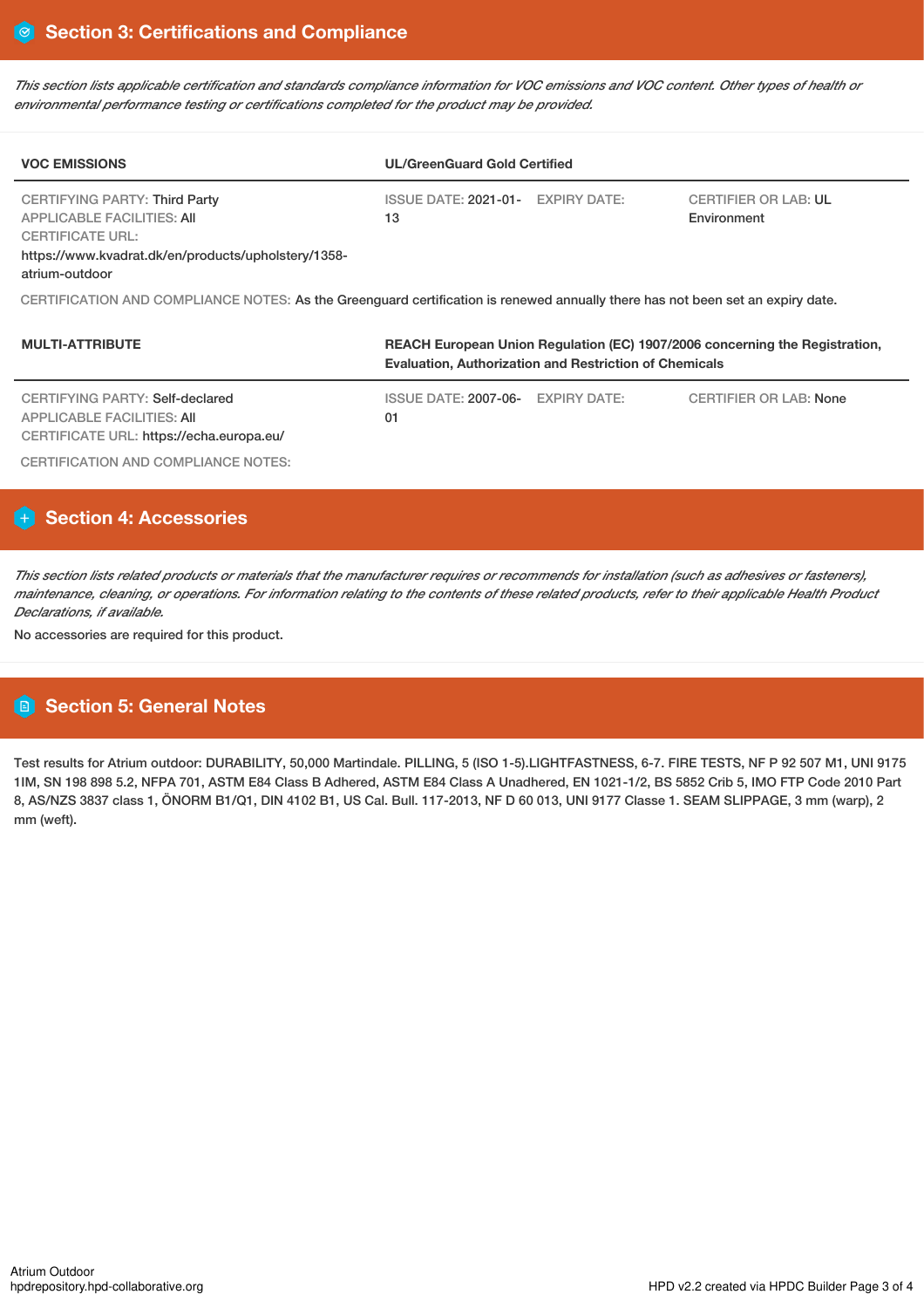## Section 3: Certifications and Compliance

*This section lists applicable certification and standards compliance information for VOC emissions and VOC content. Other types of health or environmental performance testing or certifications completed for the product may be provided.*

| VOC EMISSIONS | UL/GreenGuard Gold Certified | | |
|---|---|---|---|
| CERTIFYING PARTY: Third Party<br>APPLICABLE FACILITIES: All<br>CERTIFICATE URL:<br>https://www.kvadrat.dk/en/products/upholstery/1358-atrium-outdoor | ISSUE DATE: 2021-01-13 | EXPIRY DATE: | CERTIFIER OR LAB: UL Environment |

CERTIFICATION AND COMPLIANCE NOTES: As the Greenguard certification is renewed annually there has not been set an expiry date.

| MULTI-ATTRIBUTE | REACH European Union Regulation (EC) 1907/2006 concerning the Registration, Evaluation, Authorization and Restriction of Chemicals | | |
|---|---|---|---|
| CERTIFYING PARTY: Self-declared<br>APPLICABLE FACILITIES: All<br>CERTIFICATE URL: https://echa.europa.eu/ | ISSUE DATE: 2007-06-01 | EXPIRY DATE: | CERTIFIER OR LAB: None |

CERTIFICATION AND COMPLIANCE NOTES:

## Section 4: Accessories

*This section lists related products or materials that the manufacturer requires or recommends for installation (such as adhesives or fasteners), maintenance, cleaning, or operations. For information relating to the contents of these related products, refer to their applicable Health Product Declarations, if available.*

No accessories are required for this product.

## Section 5: General Notes

Test results for Atrium outdoor: DURABILITY, 50,000 Martindale. PILLING, 5 (ISO 1-5).LIGHTFASTNESS, 6-7. FIRE TESTS, NF P 92 507 M1, UNI 9175 1IM, SN 198 898 5.2, NFPA 701, ASTM E84 Class B Adhered, ASTM E84 Class A Unadhered, EN 1021-1/2, BS 5852 Crib 5, IMO FTP Code 2010 Part 8, AS/NZS 3837 class 1, ÖNORM B1/Q1, DIN 4102 B1, US Cal. Bull. 117-2013, NF D 60 013, UNI 9177 Classe 1. SEAM SLIPPAGE, 3 mm (warp), 2 mm (weft).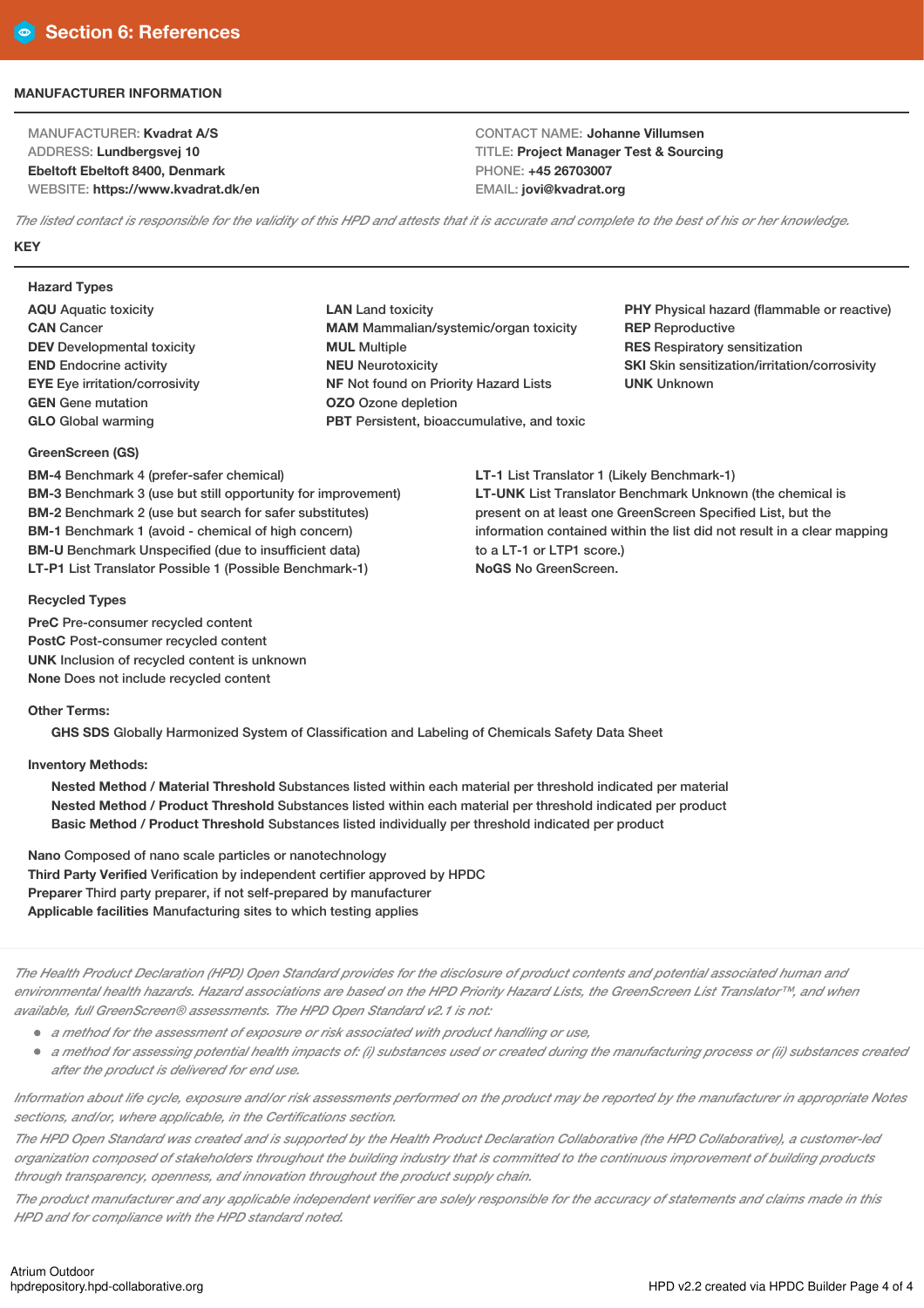## Section 6: References

### MANUFACTURER INFORMATION

MANUFACTURER: **Kvadrat A/S**
ADDRESS: **Lundbergsvej 10**
**Ebeltoft Ebeltoft 8400, Denmark**
WEBSITE: **https://www.kvadrat.dk/en**

CONTACT NAME: **Johanne Villumsen**
TITLE: **Project Manager Test & Sourcing**
PHONE: **+45 26703007**
EMAIL: **jovi@kvadrat.org**

*The listed contact is responsible for the validity of this HPD and attests that it is accurate and complete to the best of his or her knowledge.*

### KEY

**Hazard Types**

**AQU** Aquatic toxicity
**CAN** Cancer
**DEV** Developmental toxicity
**END** Endocrine activity
**EYE** Eye irritation/corrosivity
**GEN** Gene mutation
**GLO** Global warming
**LAN** Land toxicity
**MAM** Mammalian/systemic/organ toxicity
**MUL** Multiple
**NEU** Neurotoxicity
**NF** Not found on Priority Hazard Lists
**OZO** Ozone depletion
**PBT** Persistent, bioaccumulative, and toxic
**PHY** Physical hazard (flammable or reactive)
**REP** Reproductive
**RES** Respiratory sensitization
**SKI** Skin sensitization/irritation/corrosivity
**UNK** Unknown

**GreenScreen (GS)**

**BM-4** Benchmark 4 (prefer-safer chemical)
**BM-3** Benchmark 3 (use but still opportunity for improvement)
**BM-2** Benchmark 2 (use but search for safer substitutes)
**BM-1** Benchmark 1 (avoid - chemical of high concern)
**BM-U** Benchmark Unspecified (due to insufficient data)
**LT-P1** List Translator Possible 1 (Possible Benchmark-1)
**LT-1** List Translator 1 (Likely Benchmark-1)
**LT-UNK** List Translator Benchmark Unknown (the chemical is present on at least one GreenScreen Specified List, but the information contained within the list did not result in a clear mapping to a LT-1 or LTP1 score.)
**NoGS** No GreenScreen.

**Recycled Types**

**PreC** Pre-consumer recycled content
**PostC** Post-consumer recycled content
**UNK** Inclusion of recycled content is unknown
**None** Does not include recycled content

**Other Terms:**

**GHS SDS** Globally Harmonized System of Classification and Labeling of Chemicals Safety Data Sheet

**Inventory Methods:**

**Nested Method / Material Threshold** Substances listed within each material per threshold indicated per material
**Nested Method / Product Threshold** Substances listed within each material per threshold indicated per product
**Basic Method / Product Threshold** Substances listed individually per threshold indicated per product

**Nano** Composed of nano scale particles or nanotechnology
**Third Party Verified** Verification by independent certifier approved by HPDC
**Preparer** Third party preparer, if not self-prepared by manufacturer
**Applicable facilities** Manufacturing sites to which testing applies

*The Health Product Declaration (HPD) Open Standard provides for the disclosure of product contents and potential associated human and environmental health hazards. Hazard associations are based on the HPD Priority Hazard Lists, the GreenScreen List Translator™, and when available, full GreenScreen® assessments. The HPD Open Standard v2.1 is not:*

- *a method for the assessment of exposure or risk associated with product handling or use,*
- *a method for assessing potential health impacts of: (i) substances used or created during the manufacturing process or (ii) substances created after the product is delivered for end use.*

*Information about life cycle, exposure and/or risk assessments performed on the product may be reported by the manufacturer in appropriate Notes sections, and/or, where applicable, in the Certifications section.*

*The HPD Open Standard was created and is supported by the Health Product Declaration Collaborative (the HPD Collaborative), a customer-led organization composed of stakeholders throughout the building industry that is committed to the continuous improvement of building products through transparency, openness, and innovation throughout the product supply chain.*

*The product manufacturer and any applicable independent verifier are solely responsible for the accuracy of statements and claims made in this HPD and for compliance with the HPD standard noted.*